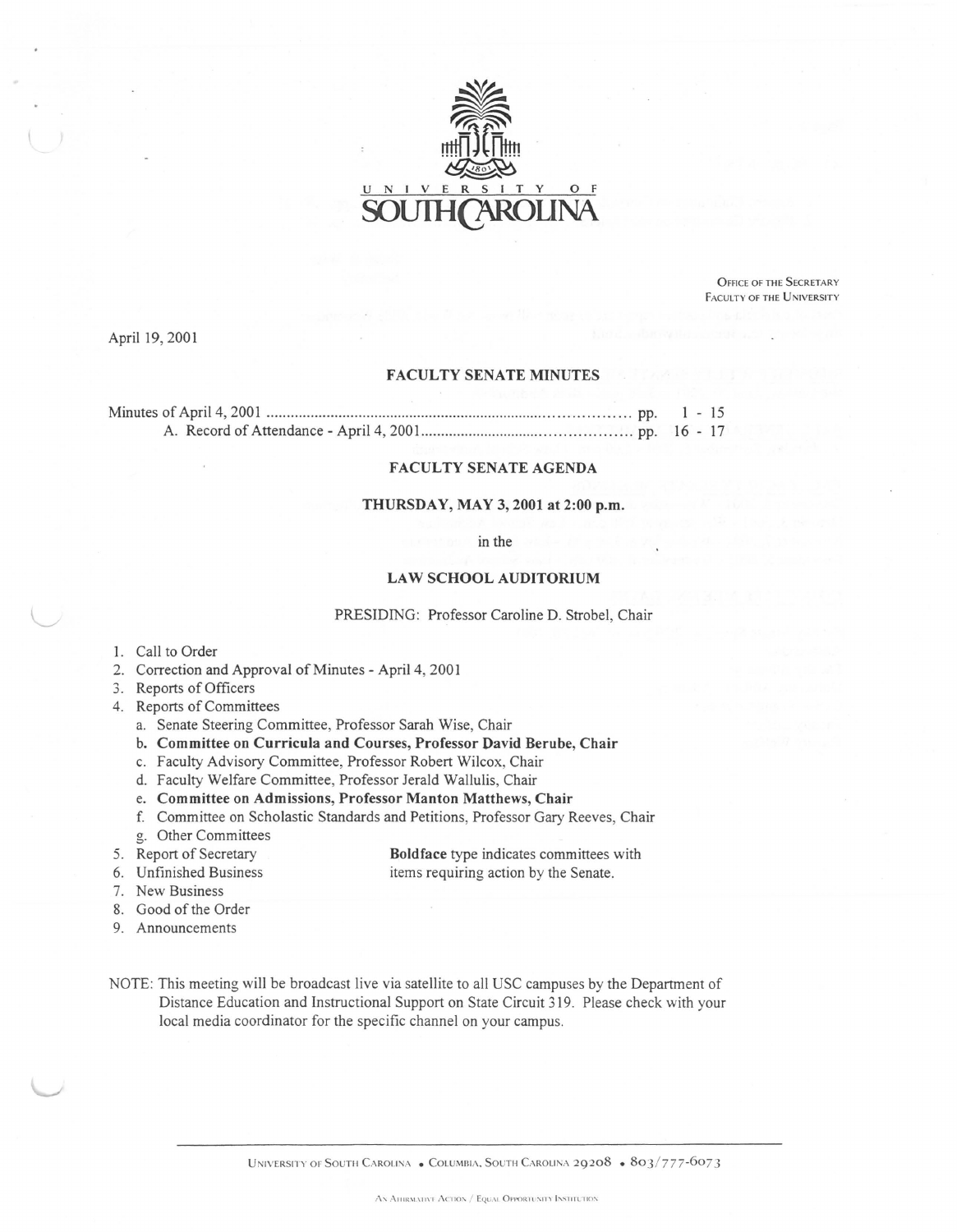UNIVERSITY OF SOUTH CAROLINA

OFFICE OF THE SECRETARY
FACULTY OF THE UNIVERSITY

April 19, 2001

## FACULTY SENATE MINUTES

Minutes of April 4, 2001 ........................................................................................ pp. 1 - 15
A. Record of Attendance - April 4, 2001 ................................................................ pp. 16 - 17

## FACULTY SENATE AGENDA

### THURSDAY, MAY 3, 2001 at 2:00 p.m.

in the

### LAW SCHOOL AUDITORIUM

PRESIDING: Professor Caroline D. Strobel, Chair

1. Call to Order
2. Correction and Approval of Minutes - April 4, 2001
3. Reports of Officers
4. Reports of Committees
   a. Senate Steering Committee, Professor Sarah Wise, Chair
   b. **Committee on Curricula and Courses, Professor David Berube, Chair**
   c. Faculty Advisory Committee, Professor Robert Wilcox, Chair
   d. Faculty Welfare Committee, Professor Jerald Wallulis, Chair
   e. **Committee on Admissions, Professor Manton Matthews, Chair**
   f. Committee on Scholastic Standards and Petitions, Professor Gary Reeves, Chair
   g. Other Committees
5. Report of Secretary
6. Unfinished Business
7. New Business
8. Good of the Order
9. Announcements

**Boldface** type indicates committees with items requiring action by the Senate.

NOTE: This meeting will be broadcast live via satellite to all USC campuses by the Department of Distance Education and Instructional Support on State Circuit 319. Please check with your local media coordinator for the specific channel on your campus.

UNIVERSITY OF SOUTH CAROLINA • COLUMBIA, SOUTH CAROLINA 29208 • 803/777-6073

AN AFFIRMATIVE ACTION / EQUAL OPPORTUNITY INSTITUTION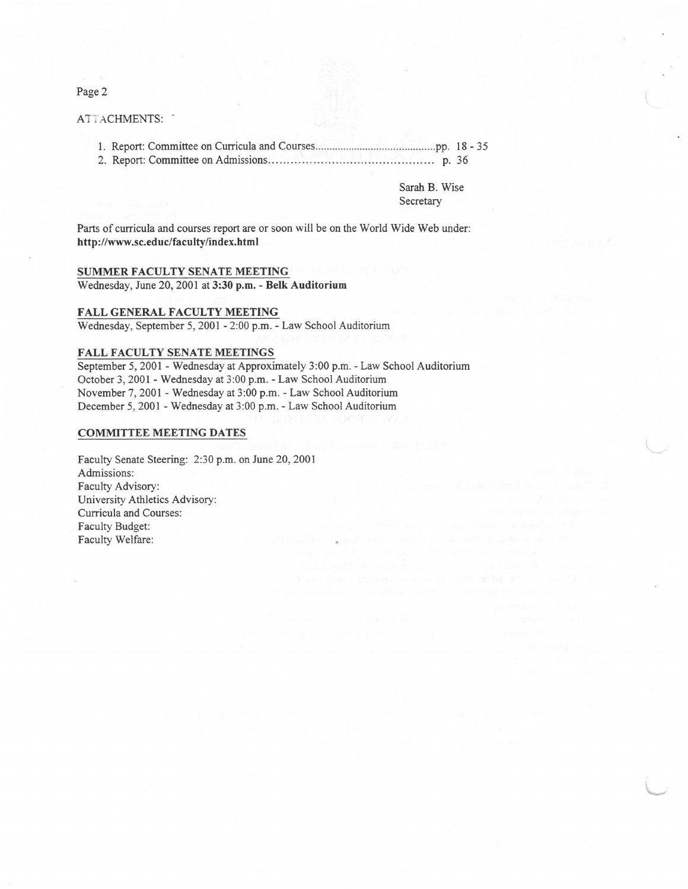ATTACHMENTS:

1. Report: Committee on Curricula and Courses.............................................pp. 18 - 35
2. Report: Committee on Admissions............................................ p. 36

Sarah B. Wise
Secretary

Parts of curricula and courses report are or soon will be on the World Wide Web under:
**http://www.sc.educ/faculty/index.html**

## SUMMER FACULTY SENATE MEETING

Wednesday, June 20, 2001 at **3:30 p.m. - Belk Auditorium**

## FALL GENERAL FACULTY MEETING

Wednesday, September 5, 2001 - 2:00 p.m. - Law School Auditorium

## FALL FACULTY SENATE MEETINGS

September 5, 2001 - Wednesday at Approximately 3:00 p.m. - Law School Auditorium
October 3, 2001 - Wednesday at 3:00 p.m. - Law School Auditorium
November 7, 2001 - Wednesday at 3:00 p.m. - Law School Auditorium
December 5, 2001 - Wednesday at 3:00 p.m. - Law School Auditorium

## COMMITTEE MEETING DATES

Faculty Senate Steering: 2:30 p.m. on June 20, 2001
Admissions:
Faculty Advisory:
University Athletics Advisory:
Curricula and Courses:
Faculty Budget:
Faculty Welfare: